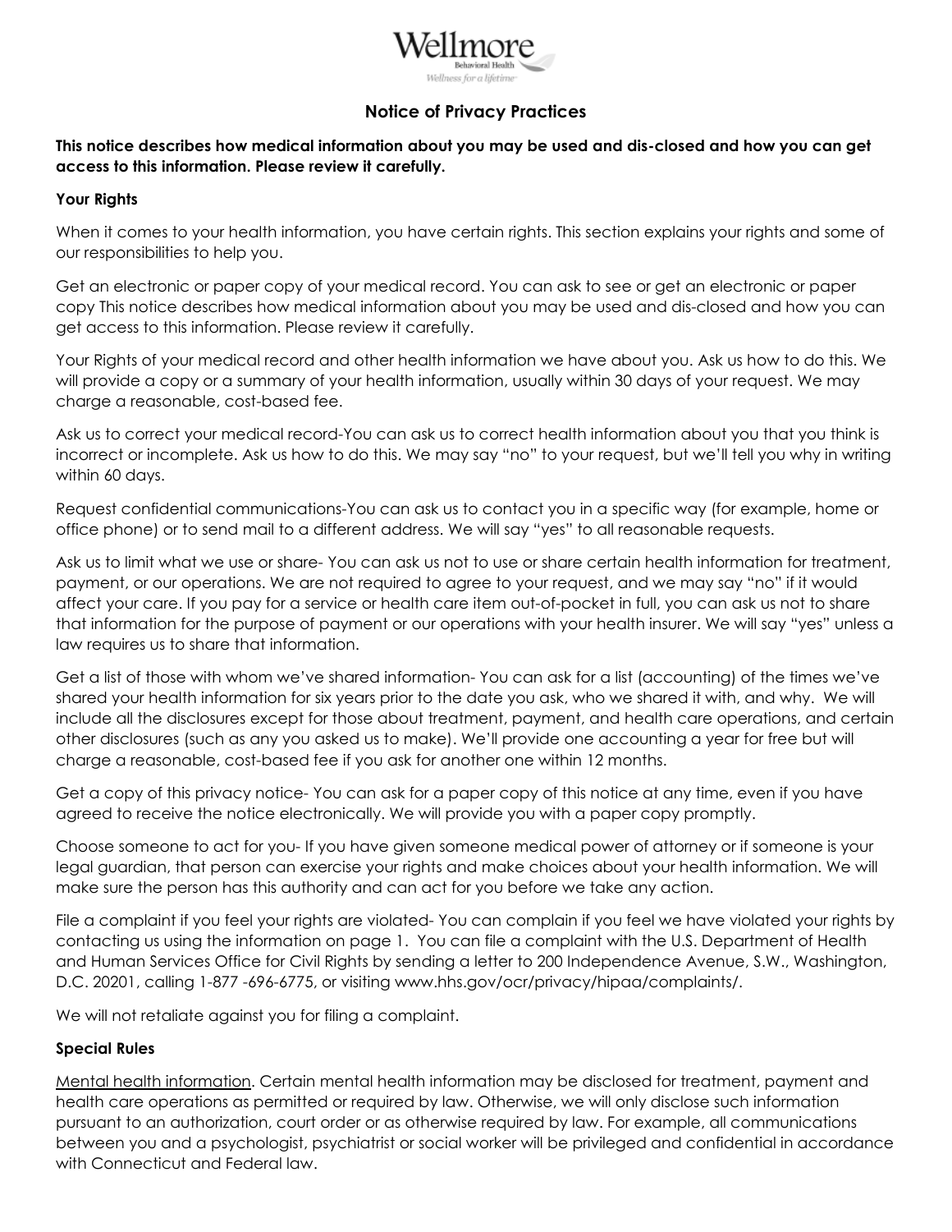# Notice of Privacy Practices

**This notice describes how medical information about you may be used and dis-closed and how you can get access to this information. Please review it carefully.**

**Your Rights**

When it comes to your health information, you have certain rights. This section explains your rights and some of our responsibilities to help you.

Get an electronic or paper copy of your medical record. You can ask to see or get an electronic or paper copy This notice describes how medical information about you may be used and dis-closed and how you can get access to this information. Please review it carefully.

Your Rights of your medical record and other health information we have about you. Ask us how to do this. We will provide a copy or a summary of your health information, usually within 30 days of your request. We may charge a reasonable, cost-based fee.

Ask us to correct your medical record-You can ask us to correct health information about you that you think is incorrect or incomplete. Ask us how to do this. We may say "no" to your request, but we'll tell you why in writing within 60 days.

Request confidential communications-You can ask us to contact you in a specific way (for example, home or office phone) or to send mail to a different address. We will say "yes" to all reasonable requests.

Ask us to limit what we use or share- You can ask us not to use or share certain health information for treatment, payment, or our operations. We are not required to agree to your request, and we may say "no" if it would affect your care. If you pay for a service or health care item out-of-pocket in full, you can ask us not to share that information for the purpose of payment or our operations with your health insurer. We will say "yes" unless a law requires us to share that information.

Get a list of those with whom we've shared information- You can ask for a list (accounting) of the times we've shared your health information for six years prior to the date you ask, who we shared it with, and why. We will include all the disclosures except for those about treatment, payment, and health care operations, and certain other disclosures (such as any you asked us to make). We'll provide one accounting a year for free but will charge a reasonable, cost-based fee if you ask for another one within 12 months.

Get a copy of this privacy notice- You can ask for a paper copy of this notice at any time, even if you have agreed to receive the notice electronically. We will provide you with a paper copy promptly.

Choose someone to act for you- If you have given someone medical power of attorney or if someone is your legal guardian, that person can exercise your rights and make choices about your health information. We will make sure the person has this authority and can act for you before we take any action.

File a complaint if you feel your rights are violated- You can complain if you feel we have violated your rights by contacting us using the information on page 1. You can file a complaint with the U.S. Department of Health and Human Services Office for Civil Rights by sending a letter to 200 Independence Avenue, S.W., Washington, D.C. 20201, calling 1-877 -696-6775, or visiting www.hhs.gov/ocr/privacy/hipaa/complaints/.

We will not retaliate against you for filing a complaint.

**Special Rules**

Mental health information. Certain mental health information may be disclosed for treatment, payment and health care operations as permitted or required by law. Otherwise, we will only disclose such information pursuant to an authorization, court order or as otherwise required by law. For example, all communications between you and a psychologist, psychiatrist or social worker will be privileged and confidential in accordance with Connecticut and Federal law.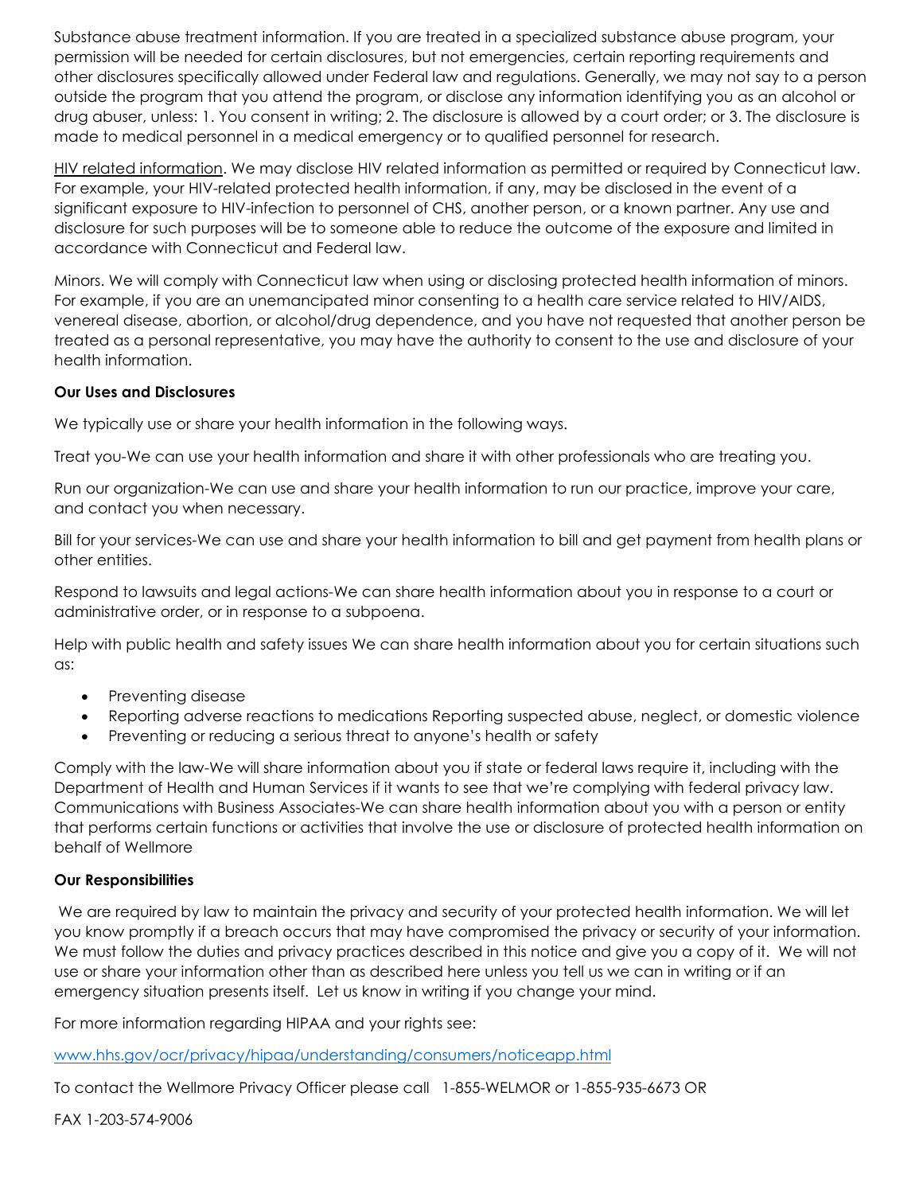Substance abuse treatment information. If you are treated in a specialized substance abuse program, your permission will be needed for certain disclosures, but not emergencies, certain reporting requirements and other disclosures specifically allowed under Federal law and regulations. Generally, we may not say to a person outside the program that you attend the program, or disclose any information identifying you as an alcohol or drug abuser, unless: 1. You consent in writing; 2. The disclosure is allowed by a court order; or 3. The disclosure is made to medical personnel in a medical emergency or to qualified personnel for research.

HIV related information. We may disclose HIV related information as permitted or required by Connecticut law. For example, your HIV-related protected health information, if any, may be disclosed in the event of a significant exposure to HIV-infection to personnel of CHS, another person, or a known partner. Any use and disclosure for such purposes will be to someone able to reduce the outcome of the exposure and limited in accordance with Connecticut and Federal law.

Minors. We will comply with Connecticut law when using or disclosing protected health information of minors. For example, if you are an unemancipated minor consenting to a health care service related to HIV/AIDS, venereal disease, abortion, or alcohol/drug dependence, and you have not requested that another person be treated as a personal representative, you may have the authority to consent to the use and disclosure of your health information.

**Our Uses and Disclosures**

We typically use or share your health information in the following ways.

Treat you-We can use your health information and share it with other professionals who are treating you.

Run our organization-We can use and share your health information to run our practice, improve your care, and contact you when necessary.

Bill for your services-We can use and share your health information to bill and get payment from health plans or other entities.

Respond to lawsuits and legal actions-We can share health information about you in response to a court or administrative order, or in response to a subpoena.

Help with public health and safety issues We can share health information about you for certain situations such as:

- Preventing disease
- Reporting adverse reactions to medications Reporting suspected abuse, neglect, or domestic violence
- Preventing or reducing a serious threat to anyone's health or safety

Comply with the law-We will share information about you if state or federal laws require it, including with the Department of Health and Human Services if it wants to see that we're complying with federal privacy law. Communications with Business Associates-We can share health information about you with a person or entity that performs certain functions or activities that involve the use or disclosure of protected health information on behalf of Wellmore

**Our Responsibilities**

We are required by law to maintain the privacy and security of your protected health information. We will let you know promptly if a breach occurs that may have compromised the privacy or security of your information. We must follow the duties and privacy practices described in this notice and give you a copy of it. We will not use or share your information other than as described here unless you tell us we can in writing or if an emergency situation presents itself. Let us know in writing if you change your mind.

For more information regarding HIPAA and your rights see:

www.hhs.gov/ocr/privacy/hipaa/understanding/consumers/noticeapp.html

To contact the Wellmore Privacy Officer please call 1-855-WELMOR or 1-855-935-6673 OR

FAX 1-203-574-9006